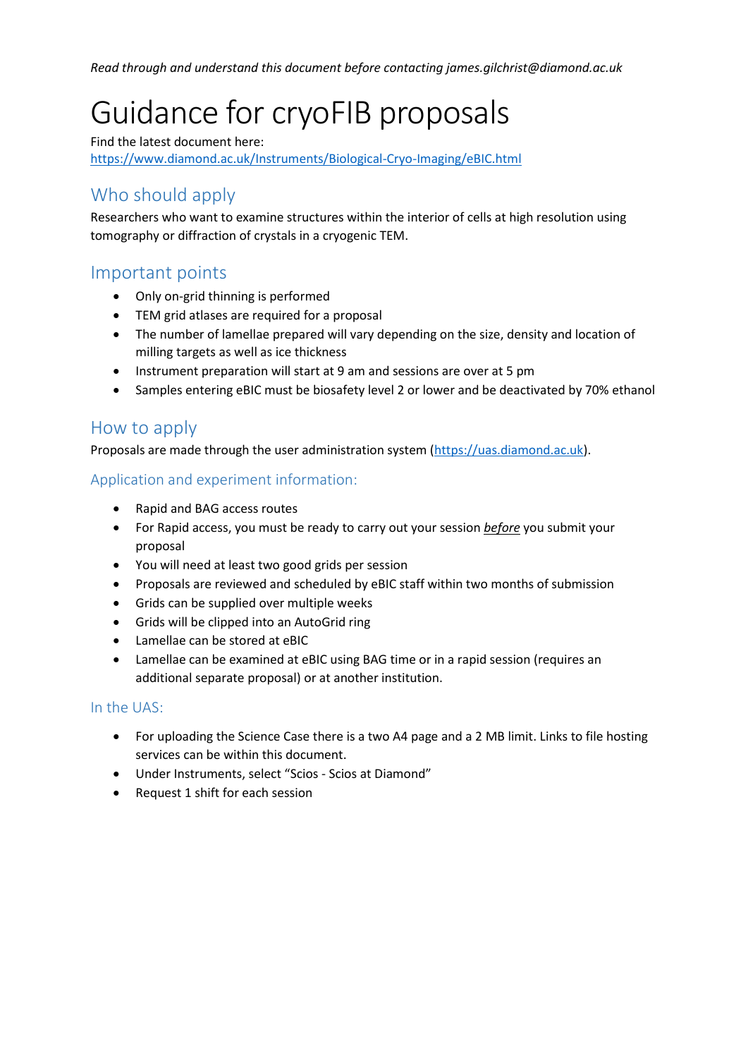*Read through and understand this document before contacting james.gilchrist@diamond.ac.uk*

# Guidance for cryoFIB proposals

Find the latest document here:
https://www.diamond.ac.uk/Instruments/Biological-Cryo-Imaging/eBIC.html

## Who should apply

Researchers who want to examine structures within the interior of cells at high resolution using tomography or diffraction of crystals in a cryogenic TEM.

## Important points

- Only on-grid thinning is performed
- TEM grid atlases are required for a proposal
- The number of lamellae prepared will vary depending on the size, density and location of milling targets as well as ice thickness
- Instrument preparation will start at 9 am and sessions are over at 5 pm
- Samples entering eBIC must be biosafety level 2 or lower and be deactivated by 70% ethanol

## How to apply

Proposals are made through the user administration system (https://uas.diamond.ac.uk).

### Application and experiment information:

- Rapid and BAG access routes
- For Rapid access, you must be ready to carry out your session ***before*** you submit your proposal
- You will need at least two good grids per session
- Proposals are reviewed and scheduled by eBIC staff within two months of submission
- Grids can be supplied over multiple weeks
- Grids will be clipped into an AutoGrid ring
- Lamellae can be stored at eBIC
- Lamellae can be examined at eBIC using BAG time or in a rapid session (requires an additional separate proposal) or at another institution.

### In the UAS:

- For uploading the Science Case there is a two A4 page and a 2 MB limit. Links to file hosting services can be within this document.
- Under Instruments, select "Scios - Scios at Diamond"
- Request 1 shift for each session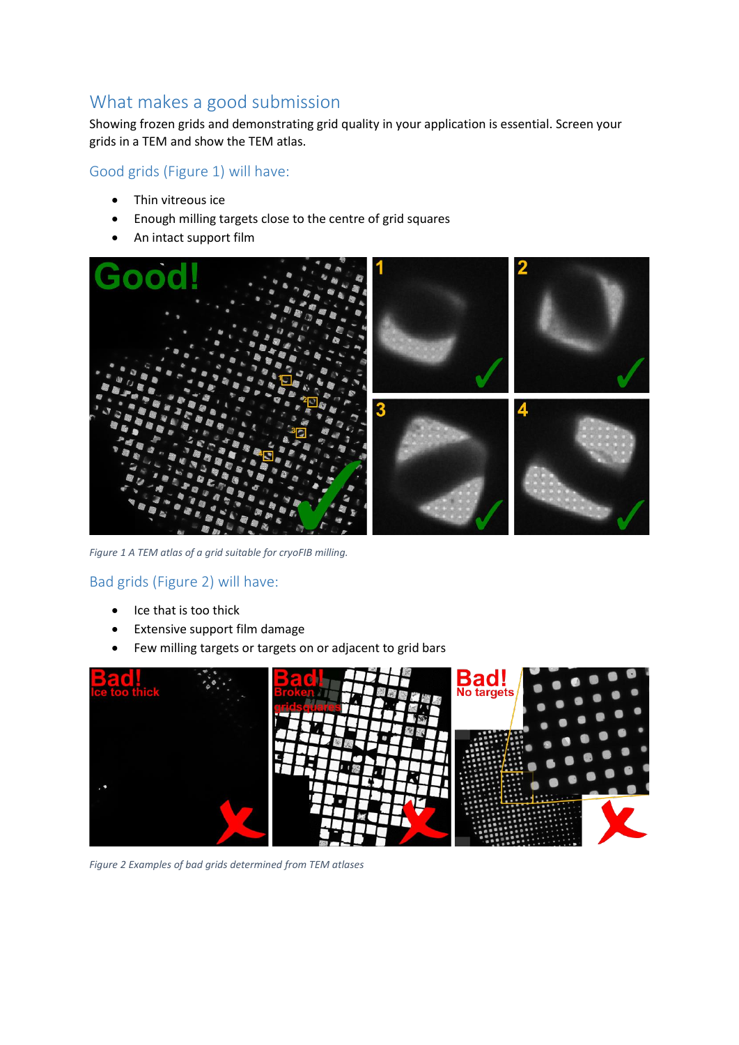## What makes a good submission

Showing frozen grids and demonstrating grid quality in your application is essential. Screen your grids in a TEM and show the TEM atlas.

### Good grids (Figure 1) will have:

- Thin vitreous ice
- Enough milling targets close to the centre of grid squares
- An intact support film

*Figure 1 A TEM atlas of a grid suitable for cryoFIB milling.*

### Bad grids (Figure 2) will have:

- Ice that is too thick
- Extensive support film damage
- Few milling targets or targets on or adjacent to grid bars

*Figure 2 Examples of bad grids determined from TEM atlases*